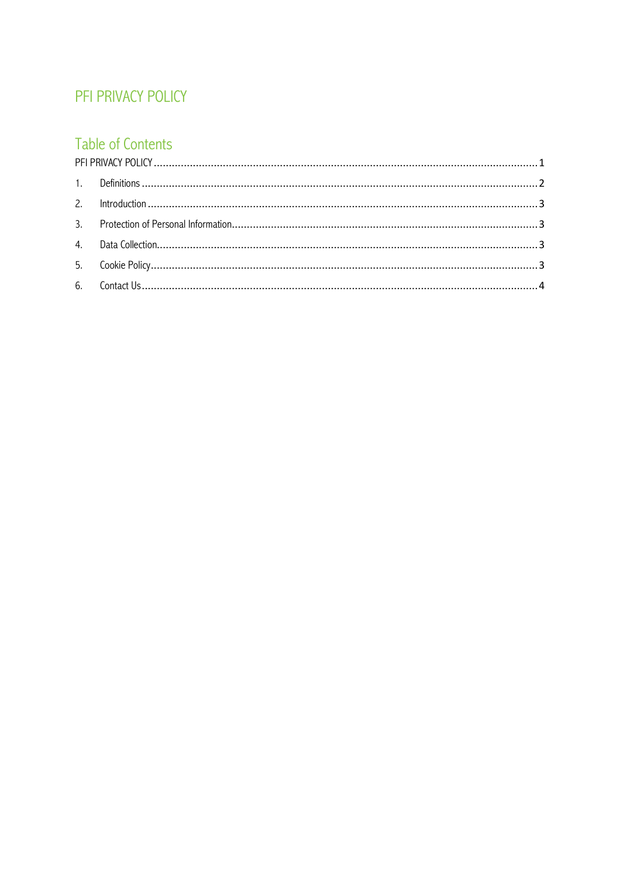# PFI PRIVACY POLICY

## Table of Contents

PFI PRIVACY POLICY .......... 1

1. Definitions .......... 2
2. Introduction .......... 3
3. Protection of Personal Information .......... 3
4. Data Collection .......... 3
5. Cookie Policy .......... 3
6. Contact Us .......... 4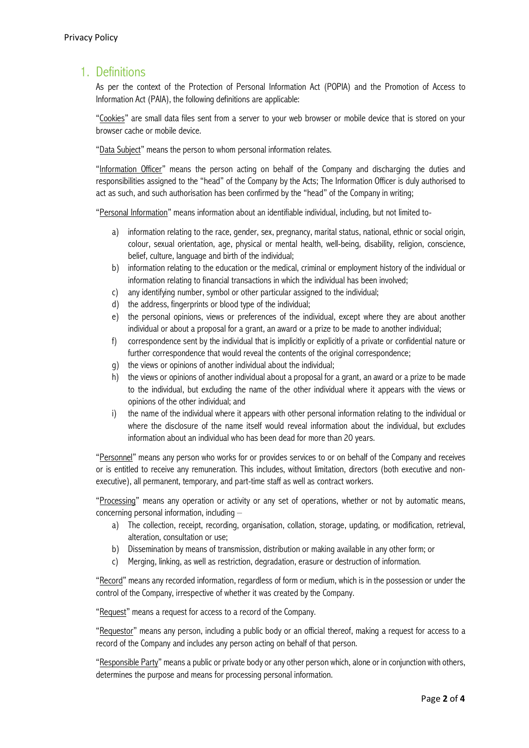## 1. Definitions

As per the context of the Protection of Personal Information Act (POPIA) and the Promotion of Access to Information Act (PAIA), the following definitions are applicable:

"Cookies" are small data files sent from a server to your web browser or mobile device that is stored on your browser cache or mobile device.

"Data Subject" means the person to whom personal information relates.

"Information Officer" means the person acting on behalf of the Company and discharging the duties and responsibilities assigned to the "head" of the Company by the Acts; The Information Officer is duly authorised to act as such, and such authorisation has been confirmed by the "head" of the Company in writing;

"Personal Information" means information about an identifiable individual, including, but not limited to-

a) information relating to the race, gender, sex, pregnancy, marital status, national, ethnic or social origin, colour, sexual orientation, age, physical or mental health, well-being, disability, religion, conscience, belief, culture, language and birth of the individual;
b) information relating to the education or the medical, criminal or employment history of the individual or information relating to financial transactions in which the individual has been involved;
c) any identifying number, symbol or other particular assigned to the individual;
d) the address, fingerprints or blood type of the individual;
e) the personal opinions, views or preferences of the individual, except where they are about another individual or about a proposal for a grant, an award or a prize to be made to another individual;
f) correspondence sent by the individual that is implicitly or explicitly of a private or confidential nature or further correspondence that would reveal the contents of the original correspondence;
g) the views or opinions of another individual about the individual;
h) the views or opinions of another individual about a proposal for a grant, an award or a prize to be made to the individual, but excluding the name of the other individual where it appears with the views or opinions of the other individual; and
i) the name of the individual where it appears with other personal information relating to the individual or where the disclosure of the name itself would reveal information about the individual, but excludes information about an individual who has been dead for more than 20 years.

"Personnel" means any person who works for or provides services to or on behalf of the Company and receives or is entitled to receive any remuneration. This includes, without limitation, directors (both executive and non-executive), all permanent, temporary, and part-time staff as well as contract workers.

"Processing" means any operation or activity or any set of operations, whether or not by automatic means, concerning personal information, including –

a) The collection, receipt, recording, organisation, collation, storage, updating, or modification, retrieval, alteration, consultation or use;
b) Dissemination by means of transmission, distribution or making available in any other form; or
c) Merging, linking, as well as restriction, degradation, erasure or destruction of information.

"Record" means any recorded information, regardless of form or medium, which is in the possession or under the control of the Company, irrespective of whether it was created by the Company.

"Request" means a request for access to a record of the Company.

"Requestor" means any person, including a public body or an official thereof, making a request for access to a record of the Company and includes any person acting on behalf of that person.

"Responsible Party" means a public or private body or any other person which, alone or in conjunction with others, determines the purpose and means for processing personal information.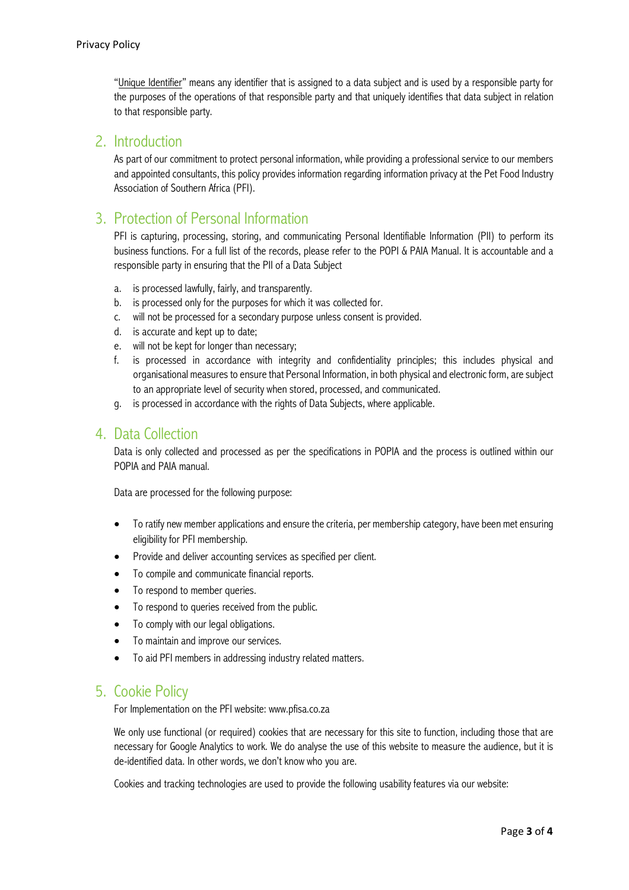"<u>Unique Identifier</u>" means any identifier that is assigned to a data subject and is used by a responsible party for the purposes of the operations of that responsible party and that uniquely identifies that data subject in relation to that responsible party.

## 2. Introduction

As part of our commitment to protect personal information, while providing a professional service to our members and appointed consultants, this policy provides information regarding information privacy at the Pet Food Industry Association of Southern Africa (PFI).

## 3. Protection of Personal Information

PFI is capturing, processing, storing, and communicating Personal Identifiable Information (PII) to perform its business functions. For a full list of the records, please refer to the POPI & PAIA Manual. It is accountable and a responsible party in ensuring that the PII of a Data Subject

a. is processed lawfully, fairly, and transparently.
b. is processed only for the purposes for which it was collected for.
c. will not be processed for a secondary purpose unless consent is provided.
d. is accurate and kept up to date;
e. will not be kept for longer than necessary;
f. is processed in accordance with integrity and confidentiality principles; this includes physical and organisational measures to ensure that Personal Information, in both physical and electronic form, are subject to an appropriate level of security when stored, processed, and communicated.
g. is processed in accordance with the rights of Data Subjects, where applicable.

## 4. Data Collection

Data is only collected and processed as per the specifications in POPIA and the process is outlined within our POPIA and PAIA manual.

Data are processed for the following purpose:

- To ratify new member applications and ensure the criteria, per membership category, have been met ensuring eligibility for PFI membership.
- Provide and deliver accounting services as specified per client.
- To compile and communicate financial reports.
- To respond to member queries.
- To respond to queries received from the public.
- To comply with our legal obligations.
- To maintain and improve our services.
- To aid PFI members in addressing industry related matters.

## 5. Cookie Policy

For Implementation on the PFI website: www.pfisa.co.za

We only use functional (or required) cookies that are necessary for this site to function, including those that are necessary for Google Analytics to work. We do analyse the use of this website to measure the audience, but it is de-identified data. In other words, we don't know who you are.

Cookies and tracking technologies are used to provide the following usability features via our website: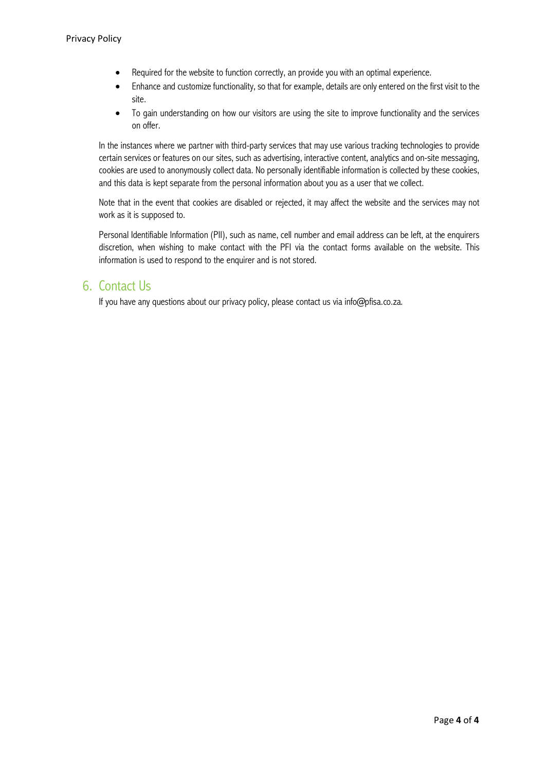- Required for the website to function correctly, an provide you with an optimal experience.
- Enhance and customize functionality, so that for example, details are only entered on the first visit to the site.
- To gain understanding on how our visitors are using the site to improve functionality and the services on offer.

In the instances where we partner with third-party services that may use various tracking technologies to provide certain services or features on our sites, such as advertising, interactive content, analytics and on-site messaging, cookies are used to anonymously collect data. No personally identifiable information is collected by these cookies, and this data is kept separate from the personal information about you as a user that we collect.

Note that in the event that cookies are disabled or rejected, it may affect the website and the services may not work as it is supposed to.

Personal Identifiable Information (PII), such as name, cell number and email address can be left, at the enquirers discretion, when wishing to make contact with the PFI via the contact forms available on the website. This information is used to respond to the enquirer and is not stored.

## 6. Contact Us

If you have any questions about our privacy policy, please contact us via info@pfisa.co.za.